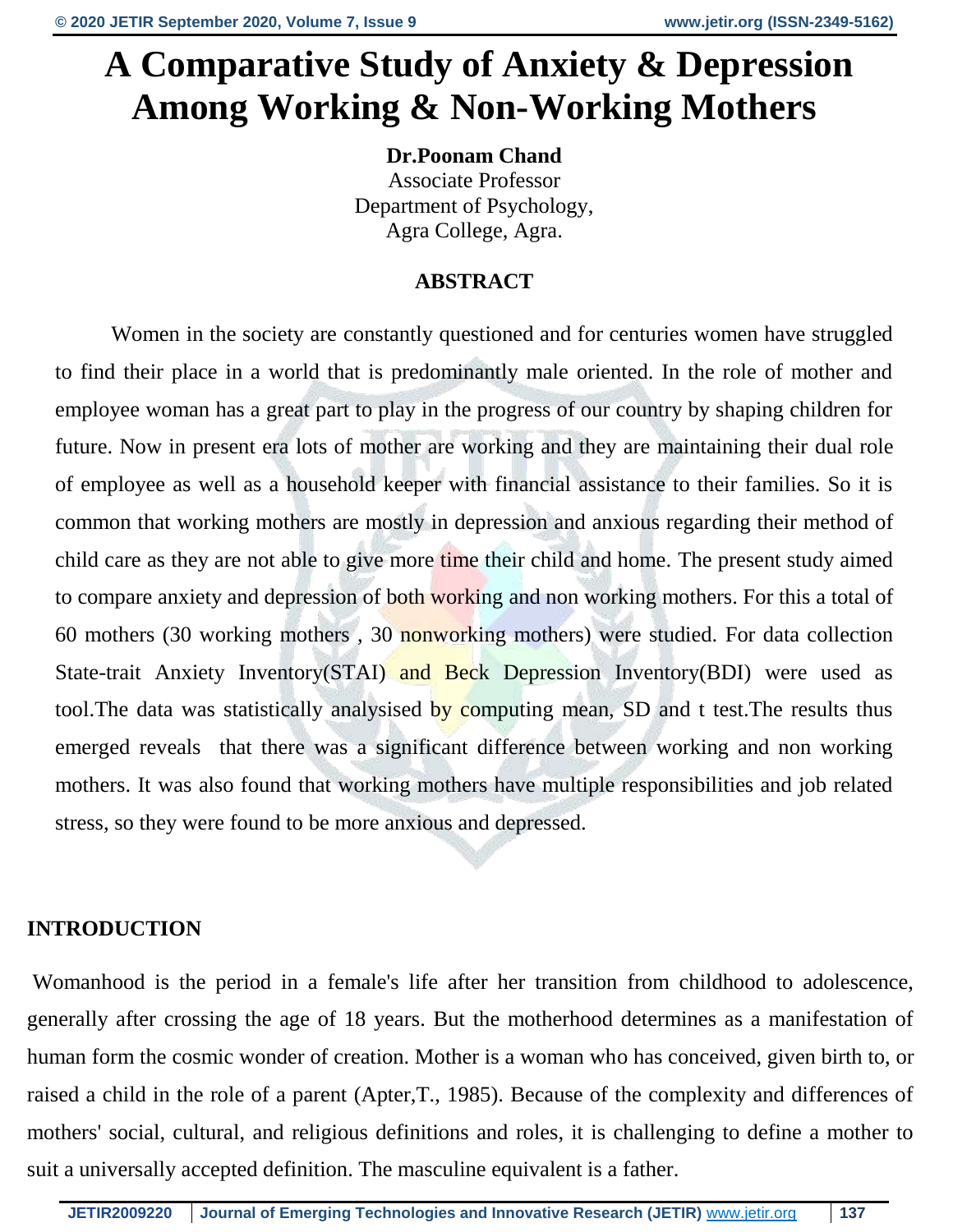# A Comparative Study of Anxiety & Depression Among Working & Non-Working Mothers

**Dr.Poonam Chand**
Associate Professor
Department of Psychology,
Agra College, Agra.

## ABSTRACT

Women in the society are constantly questioned and for centuries women have struggled to find their place in a world that is predominantly male oriented. In the role of mother and employee woman has a great part to play in the progress of our country by shaping children for future. Now in present era lots of mother are working and they are maintaining their dual role of employee as well as a household keeper with financial assistance to their families. So it is common that working mothers are mostly in depression and anxious regarding their method of child care as they are not able to give more time their child and home. The present study aimed to compare anxiety and depression of both working and non working mothers. For this a total of 60 mothers (30 working mothers , 30 nonworking mothers) were studied. For data collection State-trait Anxiety Inventory(STAI) and Beck Depression Inventory(BDI) were used as tool.The data was statistically analysised by computing mean, SD and t test.The results thus emerged reveals that there was a significant difference between working and non working mothers. It was also found that working mothers have multiple responsibilities and job related stress, so they were found to be more anxious and depressed.

## INTRODUCTION

Womanhood is the period in a female's life after her transition from childhood to adolescence, generally after crossing the age of 18 years. But the motherhood determines as a manifestation of human form the cosmic wonder of creation. Mother is a woman who has conceived, given birth to, or raised a child in the role of a parent (Apter,T., 1985). Because of the complexity and differences of mothers' social, cultural, and religious definitions and roles, it is challenging to define a mother to suit a universally accepted definition. The masculine equivalent is a father.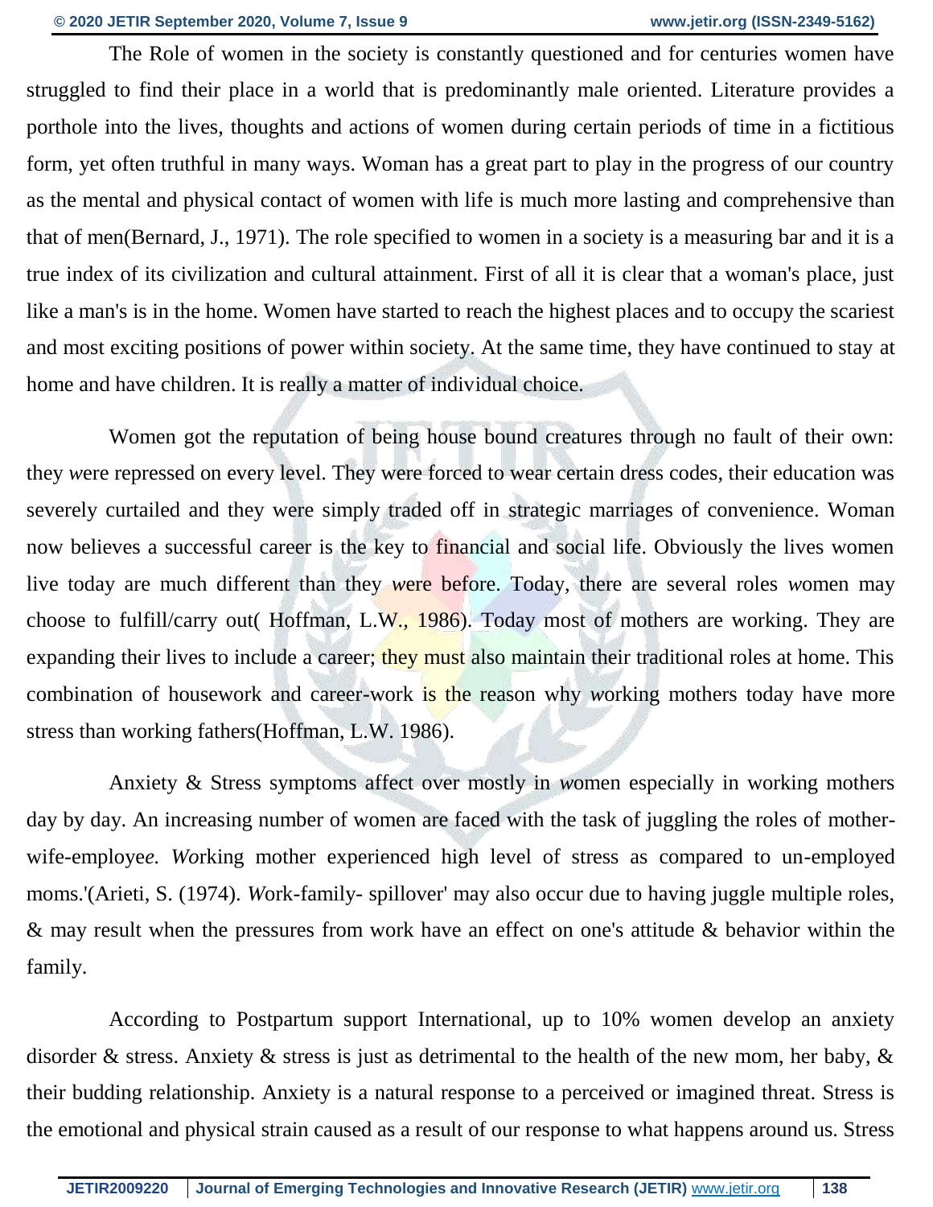The Role of women in the society is constantly questioned and for centuries women have struggled to find their place in a world that is predominantly male oriented. Literature provides a porthole into the lives, thoughts and actions of women during certain periods of time in a fictitious form, yet often truthful in many ways. Woman has a great part to play in the progress of our country as the mental and physical contact of women with life is much more lasting and comprehensive than that of men(Bernard, J., 1971). The role specified to women in a society is a measuring bar and it is a true index of its civilization and cultural attainment. First of all it is clear that a woman's place, just like a man's is in the home. Women have started to reach the highest places and to occupy the scariest and most exciting positions of power within society. At the same time, they have continued to stay at home and have children. It is really a matter of individual choice.

Women got the reputation of being house bound creatures through no fault of their own: they were repressed on every level. They were forced to wear certain dress codes, their education was severely curtailed and they were simply traded off in strategic marriages of convenience. Woman now believes a successful career is the key to financial and social life. Obviously the lives women live today are much different than they were before. Today, there are several roles women may choose to fulfill/carry out( Hoffman, L.W., 1986). Today most of mothers are working. They are expanding their lives to include a career; they must also maintain their traditional roles at home. This combination of housework and career-work is the reason why working mothers today have more stress than working fathers(Hoffman, L.W. 1986).

Anxiety & Stress symptoms affect over mostly in women especially in working mothers day by day. An increasing number of women are faced with the task of juggling the roles of mother-wife-employee. Working mother experienced high level of stress as compared to un-employed moms.'(Arieti, S. (1974). Work-family- spillover' may also occur due to having juggle multiple roles, & may result when the pressures from work have an effect on one's attitude & behavior within the family.

According to Postpartum support International, up to 10% women develop an anxiety disorder & stress. Anxiety & stress is just as detrimental to the health of the new mom, her baby, & their budding relationship. Anxiety is a natural response to a perceived or imagined threat. Stress is the emotional and physical strain caused as a result of our response to what happens around us. Stress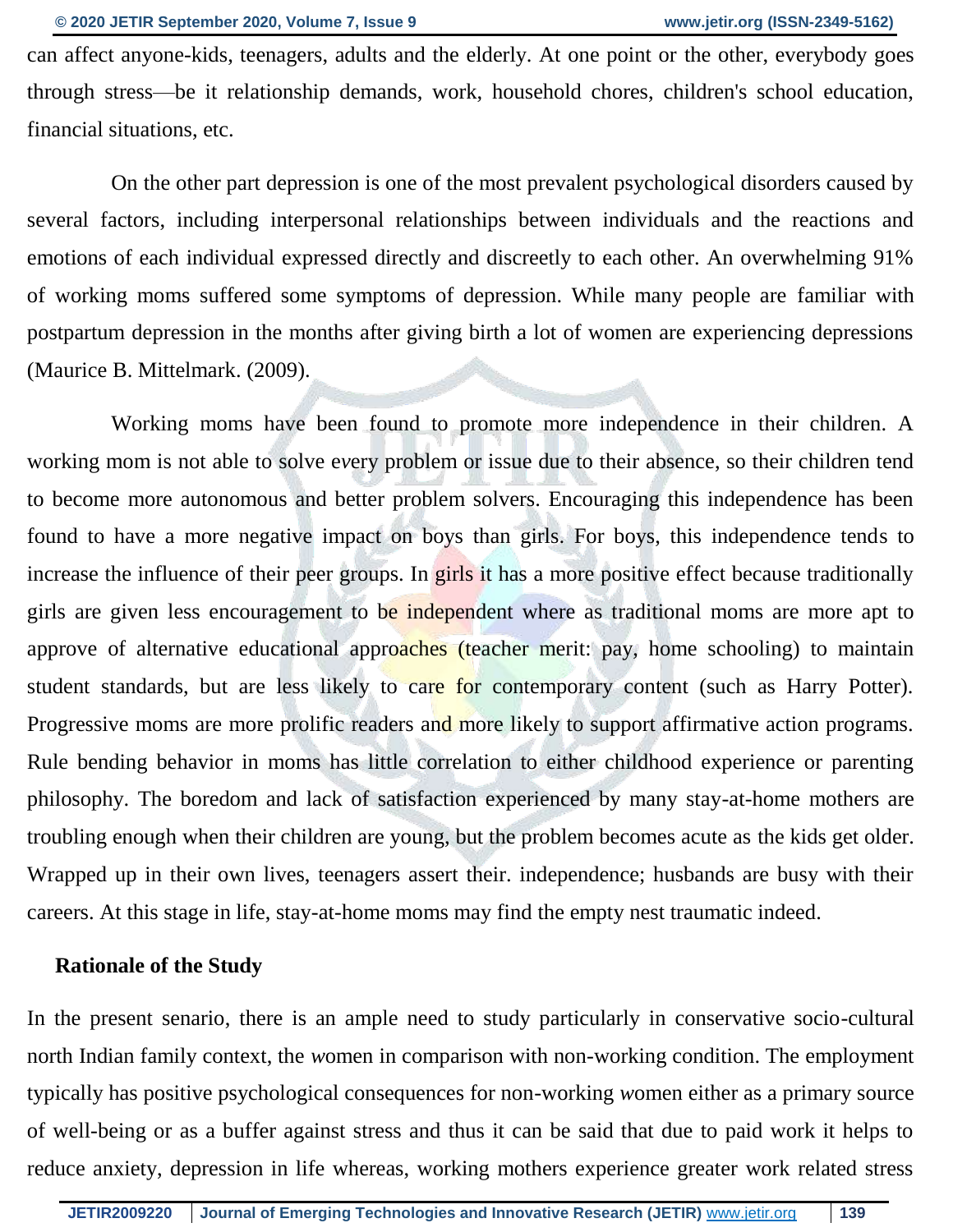can affect anyone-kids, teenagers, adults and the elderly. At one point or the other, everybody goes through stress—be it relationship demands, work, household chores, children's school education, financial situations, etc.

On the other part depression is one of the most prevalent psychological disorders caused by several factors, including interpersonal relationships between individuals and the reactions and emotions of each individual expressed directly and discreetly to each other. An overwhelming 91% of working moms suffered some symptoms of depression. While many people are familiar with postpartum depression in the months after giving birth a lot of women are experiencing depressions (Maurice B. Mittelmark. (2009).

Working moms have been found to promote more independence in their children. A working mom is not able to solve every problem or issue due to their absence, so their children tend to become more autonomous and better problem solvers. Encouraging this independence has been found to have a more negative impact on boys than girls. For boys, this independence tends to increase the influence of their peer groups. In girls it has a more positive effect because traditionally girls are given less encouragement to be independent where as traditional moms are more apt to approve of alternative educational approaches (teacher merit: pay, home schooling) to maintain student standards, but are less likely to care for contemporary content (such as Harry Potter). Progressive moms are more prolific readers and more likely to support affirmative action programs. Rule bending behavior in moms has little correlation to either childhood experience or parenting philosophy. The boredom and lack of satisfaction experienced by many stay-at-home mothers are troubling enough when their children are young, but the problem becomes acute as the kids get older. Wrapped up in their own lives, teenagers assert their. independence; husbands are busy with their careers. At this stage in life, stay-at-home moms may find the empty nest traumatic indeed.

## Rationale of the Study

In the present senario, there is an ample need to study particularly in conservative socio-cultural north Indian family context, the *w*omen in comparison with non-working condition. The employment typically has positive psychological consequences for non-working *w*omen either as a primary source of well-being or as a buffer against stress and thus it can be said that due to paid work it helps to reduce anxiety, depression in life whereas, working mothers experience greater work related stress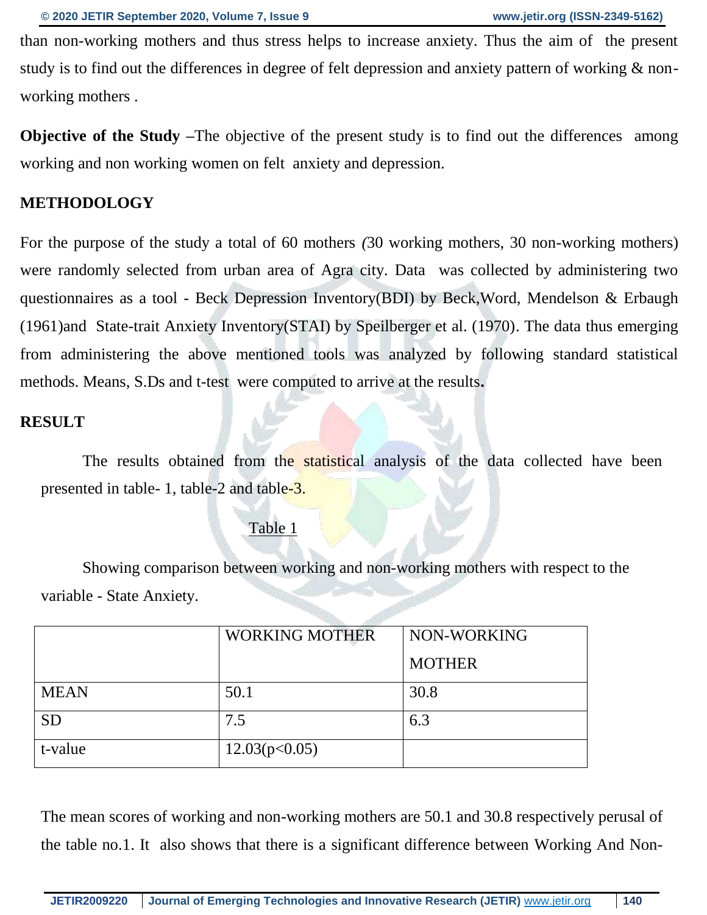than non-working mothers and thus stress helps to increase anxiety. Thus the aim of the present study is to find out the differences in degree of felt depression and anxiety pattern of working & non-working mothers .

**Objective of the Study** –The objective of the present study is to find out the differences among working and non working women on felt anxiety and depression.

## METHODOLOGY

For the purpose of the study a total of 60 mothers *(*30 working mothers, 30 non-working mothers) were randomly selected from urban area of Agra city. Data was collected by administering two questionnaires as a tool - Beck Depression Inventory(BDI) by Beck,Word, Mendelson & Erbaugh (1961)and State-trait Anxiety Inventory(STAI) by Speilberger et al. (1970). The data thus emerging from administering the above mentioned tools was analyzed by following standard statistical methods. Means, S.Ds and t-test were computed to arrive at the results**.**

## RESULT

The results obtained from the statistical analysis of the data collected have been presented in table- 1, table-2 and table-3.

Table 1

Showing comparison between working and non-working mothers with respect to the variable - State Anxiety.

| | WORKING MOTHER | NON-WORKING MOTHER |
|---|---|---|
| MEAN | 50.1 | 30.8 |
| SD | 7.5 | 6.3 |
| t-value | 12.03($p<0.05$) | |

The mean scores of working and non-working mothers are 50.1 and 30.8 respectively perusal of the table no.1. It also shows that there is a significant difference between Working And Non-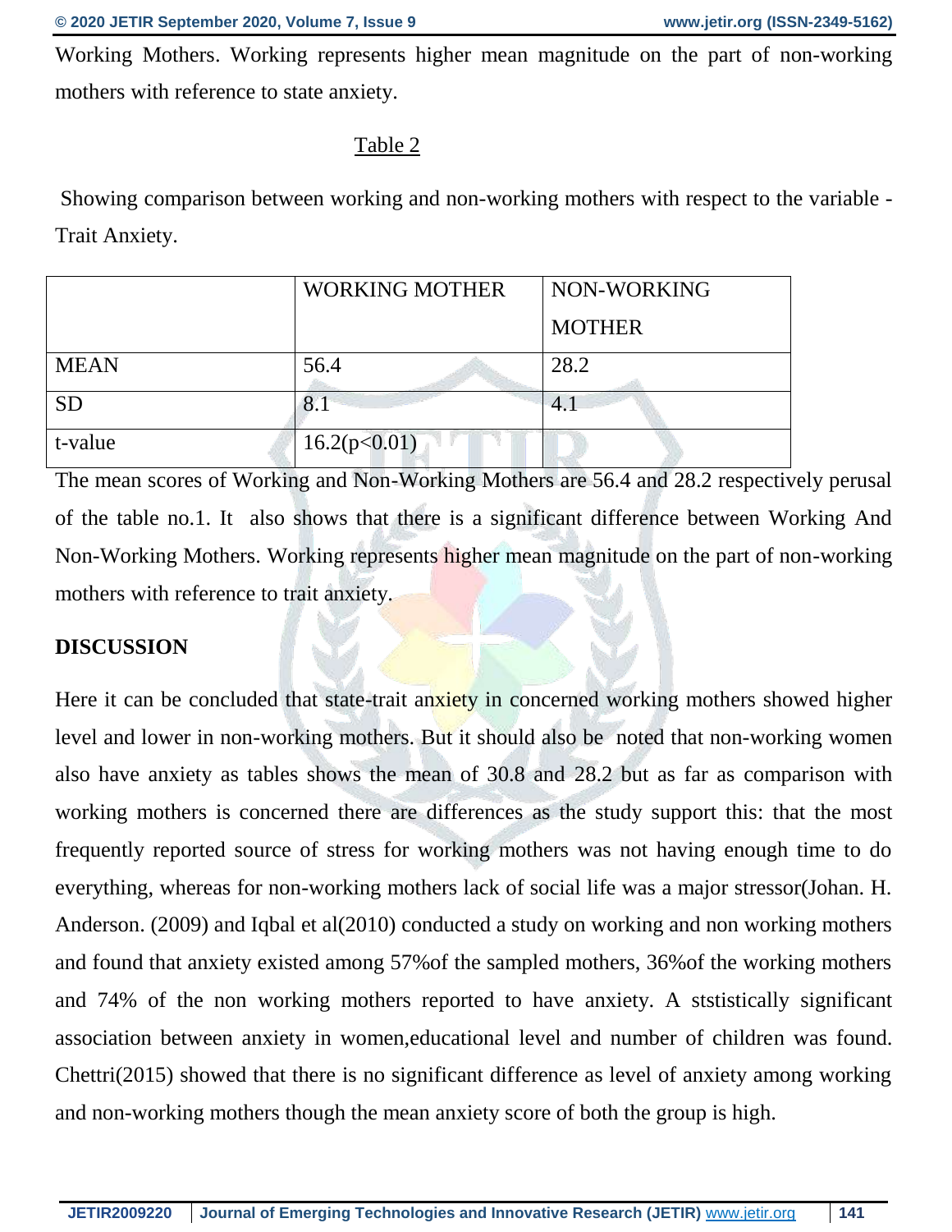Working Mothers. Working represents higher mean magnitude on the part of non-working mothers with reference to state anxiety.

Table 2

Showing comparison between working and non-working mothers with respect to the variable - Trait Anxiety.

| | WORKING MOTHER | NON-WORKING MOTHER |
|---|---|---|
| MEAN | 56.4 | 28.2 |
| SD | 8.1 | 4.1 |
| t-value | 16.2($p<0.01$) | |

The mean scores of Working and Non-Working Mothers are 56.4 and 28.2 respectively perusal of the table no.1. It also shows that there is a significant difference between Working And Non-Working Mothers. Working represents higher mean magnitude on the part of non-working mothers with reference to trait anxiety.

**DISCUSSION**

Here it can be concluded that state-trait anxiety in concerned working mothers showed higher level and lower in non-working mothers. But it should also be noted that non-working women also have anxiety as tables shows the mean of 30.8 and 28.2 but as far as comparison with working mothers is concerned there are differences as the study support this: that the most frequently reported source of stress for working mothers was not having enough time to do everything, whereas for non-working mothers lack of social life was a major stressor(Johan. H. Anderson. (2009) and Iqbal et al(2010) conducted a study on working and non working mothers and found that anxiety existed among 57%of the sampled mothers, 36%of the working mothers and 74% of the non working mothers reported to have anxiety. A ststistically significant association between anxiety in women,educational level and number of children was found. Chettri(2015) showed that there is no significant difference as level of anxiety among working and non-working mothers though the mean anxiety score of both the group is high.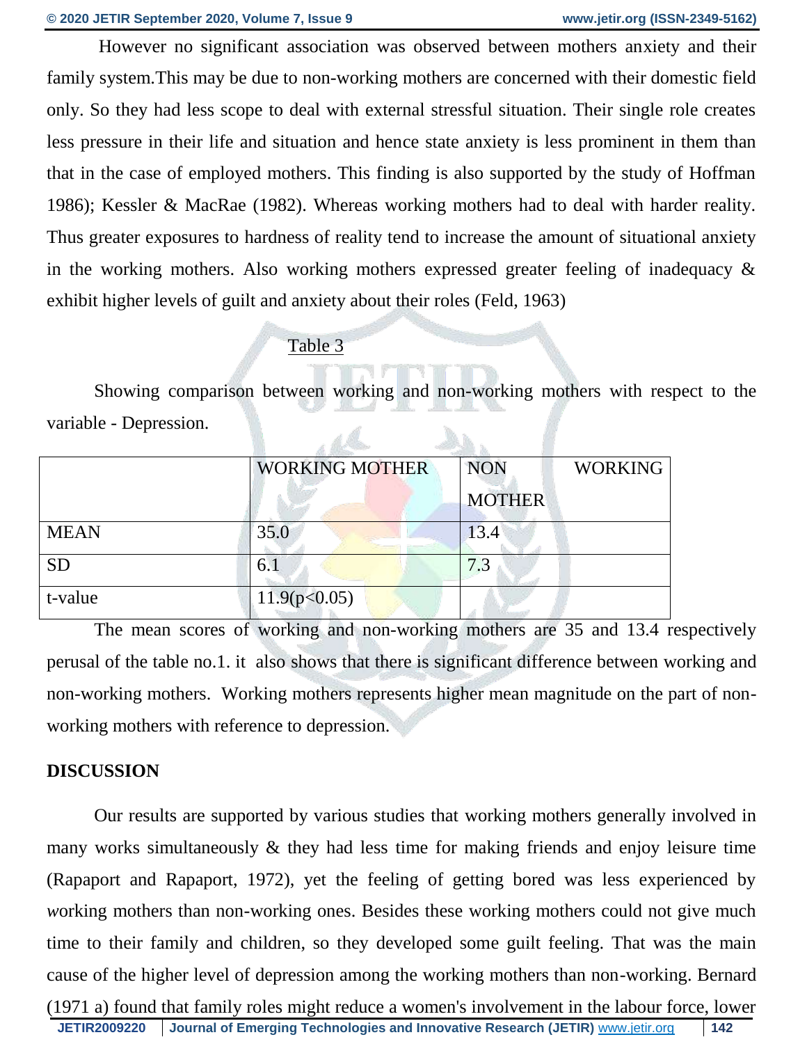However no significant association was observed between mothers anxiety and their family system.This may be due to non-working mothers are concerned with their domestic field only. So they had less scope to deal with external stressful situation. Their single role creates less pressure in their life and situation and hence state anxiety is less prominent in them than that in the case of employed mothers. This finding is also supported by the study of Hoffman 1986); Kessler & MacRae (1982). Whereas working mothers had to deal with harder reality. Thus greater exposures to hardness of reality tend to increase the amount of situational anxiety in the working mothers. Also working mothers expressed greater feeling of inadequacy & exhibit higher levels of guilt and anxiety about their roles (Feld, 1963)

Table 3

Showing comparison between working and non-working mothers with respect to the variable - Depression.

| | WORKING MOTHER | NON WORKING MOTHER |
|---|---|---|
| MEAN | 35.0 | 13.4 |
| SD | 6.1 | 7.3 |
| t-value | 11.9($p<0.05$) | |

The mean scores of working and non-working mothers are 35 and 13.4 respectively perusal of the table no.1. it also shows that there is significant difference between working and non-working mothers. Working mothers represents higher mean magnitude on the part of non-working mothers with reference to depression.

## DISCUSSION

Our results are supported by various studies that working mothers generally involved in many works simultaneously & they had less time for making friends and enjoy leisure time (Rapaport and Rapaport, 1972), yet the feeling of getting bored was less experienced by working mothers than non-working ones. Besides these working mothers could not give much time to their family and children, so they developed some guilt feeling. That was the main cause of the higher level of depression among the working mothers than non-working. Bernard (1971 a) found that family roles might reduce a women's involvement in the labour force, lower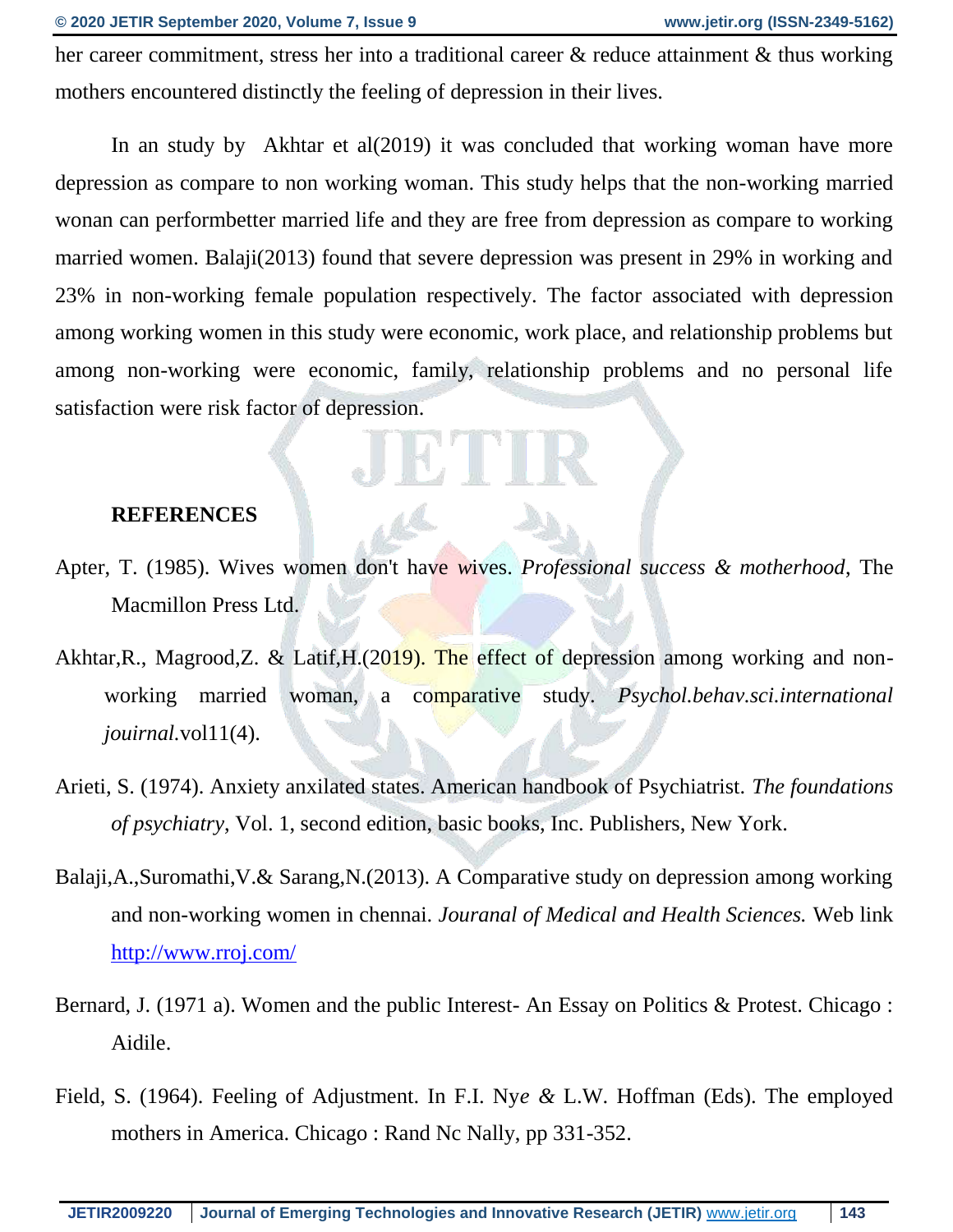her career commitment, stress her into a traditional career & reduce attainment & thus working mothers encountered distinctly the feeling of depression in their lives.

In an study by Akhtar et al(2019) it was concluded that working woman have more depression as compare to non working woman. This study helps that the non-working married wonan can performbetter married life and they are free from depression as compare to working married women. Balaji(2013) found that severe depression was present in 29% in working and 23% in non-working female population respectively. The factor associated with depression among working women in this study were economic, work place, and relationship problems but among non-working were economic, family, relationship problems and no personal life satisfaction were risk factor of depression.

## REFERENCES

Apter, T. (1985). Wives women don't have wives. *Professional success & motherhood*, The Macmillon Press Ltd.

Akhtar,R., Magrood,Z. & Latif,H.(2019). The effect of depression among working and non-working married woman, a comparative study. *Psychol.behav.sci.international jouirnal.*vol11(4).

Arieti, S. (1974). Anxiety anxilated states. American handbook of Psychiatrist. *The foundations of psychiatry*, Vol. 1, second edition, basic books, Inc. Publishers, New York.

Balaji,A.,Suromathi,V.& Sarang,N.(2013). A Comparative study on depression among working and non-working women in chennai. *Jouranal of Medical and Health Sciences.* Web link http://www.rroj.com/

Bernard, J. (1971 a). Women and the public Interest- An Essay on Politics & Protest. Chicago : Aidile.

Field, S. (1964). Feeling of Adjustment. In F.I. Nye & L.W. Hoffman (Eds). The employed mothers in America. Chicago : Rand Nc Nally, pp 331-352.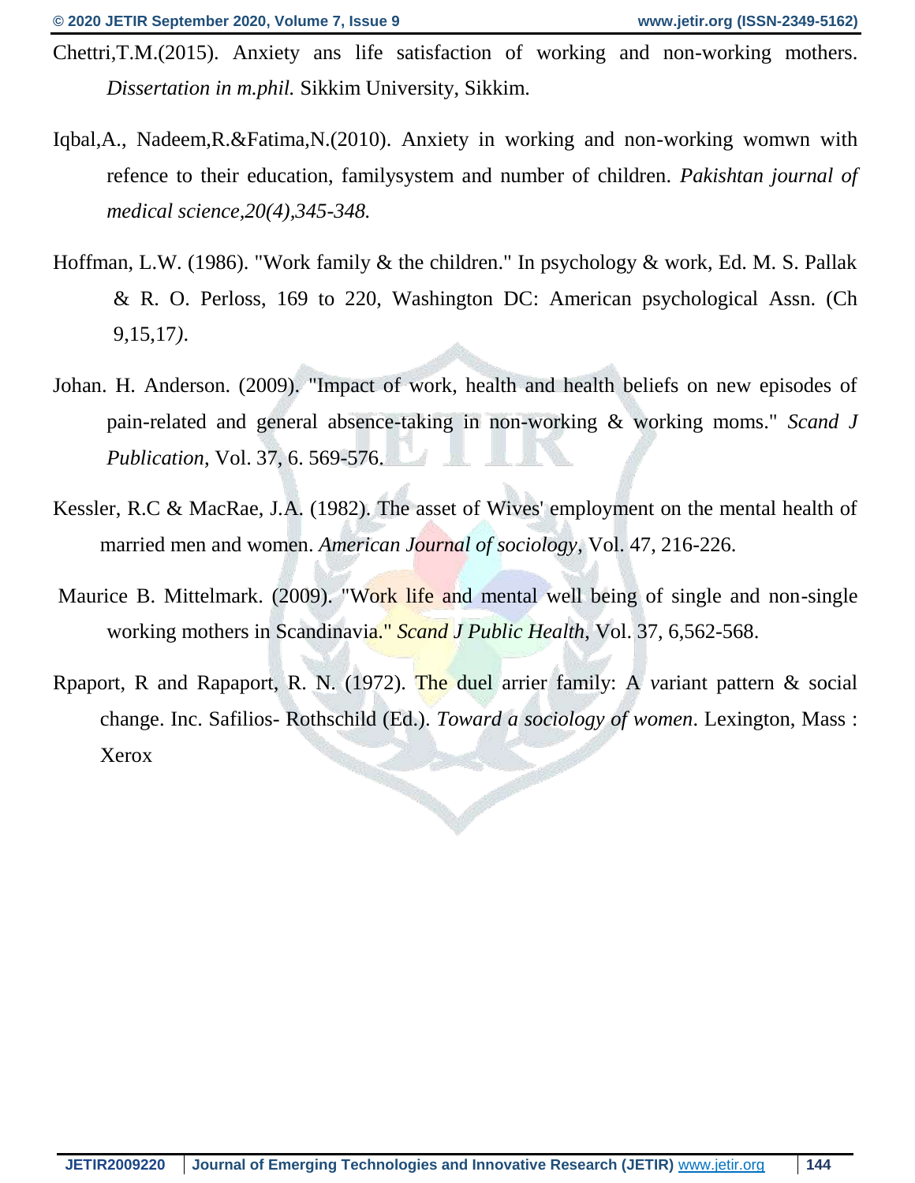Chettri,T.M.(2015). Anxiety ans life satisfaction of working and non-working mothers. *Dissertation in m.phil.* Sikkim University, Sikkim.

Iqbal,A., Nadeem,R.&Fatima,N.(2010). Anxiety in working and non-working womwn with refence to their education, familysystem and number of children. *Pakishtan journal of medical science,20(4),345-348.*

Hoffman, L.W. (1986). "Work family & the children." In psychology & work, Ed. M. S. Pallak & R. O. Perloss, 169 to 220, Washington DC: American psychological Assn. (Ch 9,15,17*)*.

Johan. H. Anderson. (2009). "Impact of work, health and health beliefs on new episodes of pain-related and general absence-taking in non-working & working moms." *Scand J Publication*, Vol. 37, 6. 569-576.

Kessler, R.C & MacRae, J.A. (1982). The asset of Wives' employment on the mental health of married men and women. *American Journal of sociology*, Vol. 47, 216-226.

Maurice B. Mittelmark. (2009). "Work life and mental well being of single and non-single working mothers in Scandinavia." *Scand J Public Health*, Vol. 37, 6,562-568.

Rpaport, R and Rapaport, R. N. (1972). The duel arrier family: A *v*ariant pattern & social change. Inc. Safilios- Rothschild (Ed.). *Toward a sociology of women*. Lexington, Mass : Xerox